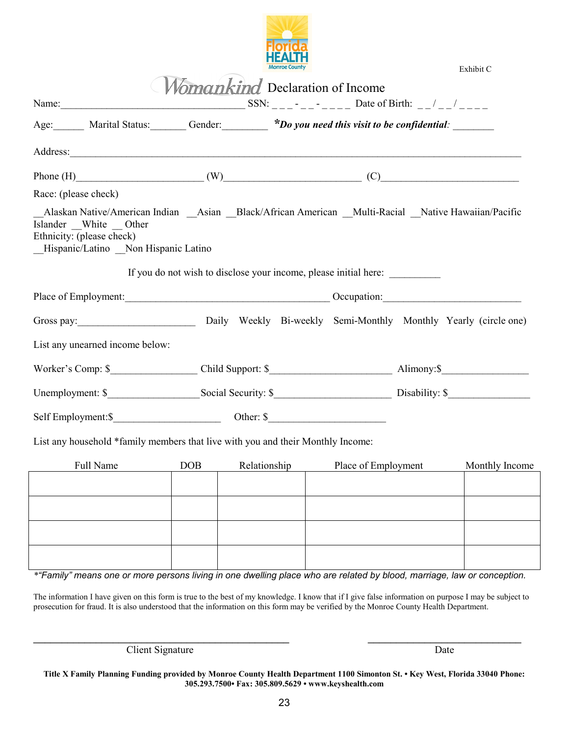Exhibit C

# Womankind Declaration of Income

Name:___________________________________ SSN: _ _ _ - _ _ - _ _ _ _ Date of Birth: _ _ / _ _ / _ _ _ _

Age:______ Marital Status:_______ Gender:_________ ***Do you need this visit to be confidential**:* ________

Address:_____________________________________________________________________________________

Phone (H)_________________________ (W)___________________________ (C)___________________________

Race: (please check)

__Alaskan Native/American Indian __Asian __Black/African American __Multi-Racial __Native Hawaiian/Pacific Islander __White __ Other

Ethnicity: (please check)

__Hispanic/Latino __Non Hispanic Latino

If you do not wish to disclose your income, please initial here: __________

Place of Employment:________________________________________ Occupation:__________________________

Gross pay:_______________________ Daily Weekly Bi-weekly Semi-Monthly Monthly Yearly (circle one)

List any unearned income below:

Worker's Comp: $________________ Child Support: $_______________________ Alimony:$_________________

Unemployment: $_________________Social Security: $______________________ Disability: $________________

Self Employment:$_____________________ Other: $______________________

List any household *family members that live with you and their Monthly Income:

| Full Name | DOB | Relationship | Place of Employment | Monthly Income |
|---|---|---|---|---|
| | | | | |
| | | | | |
| | | | | |
| | | | | |

*\*"Family" means one or more persons living in one dwelling place who are related by blood, marriage, law or conception.*

The information I have given on this form is true to the best of my knowledge. I know that if I give false information on purpose I may be subject to prosecution for fraud. It is also understood that the information on this form may be verified by the Monroe County Health Department.

_______________________________________ _______________________

Client Signature Date

**Title X Family Planning Funding provided by Monroe County Health Department 1100 Simonton St. • Key West, Florida 33040 Phone: 305.293.7500• Fax: 305.809.5629 • www.keyshealth.com**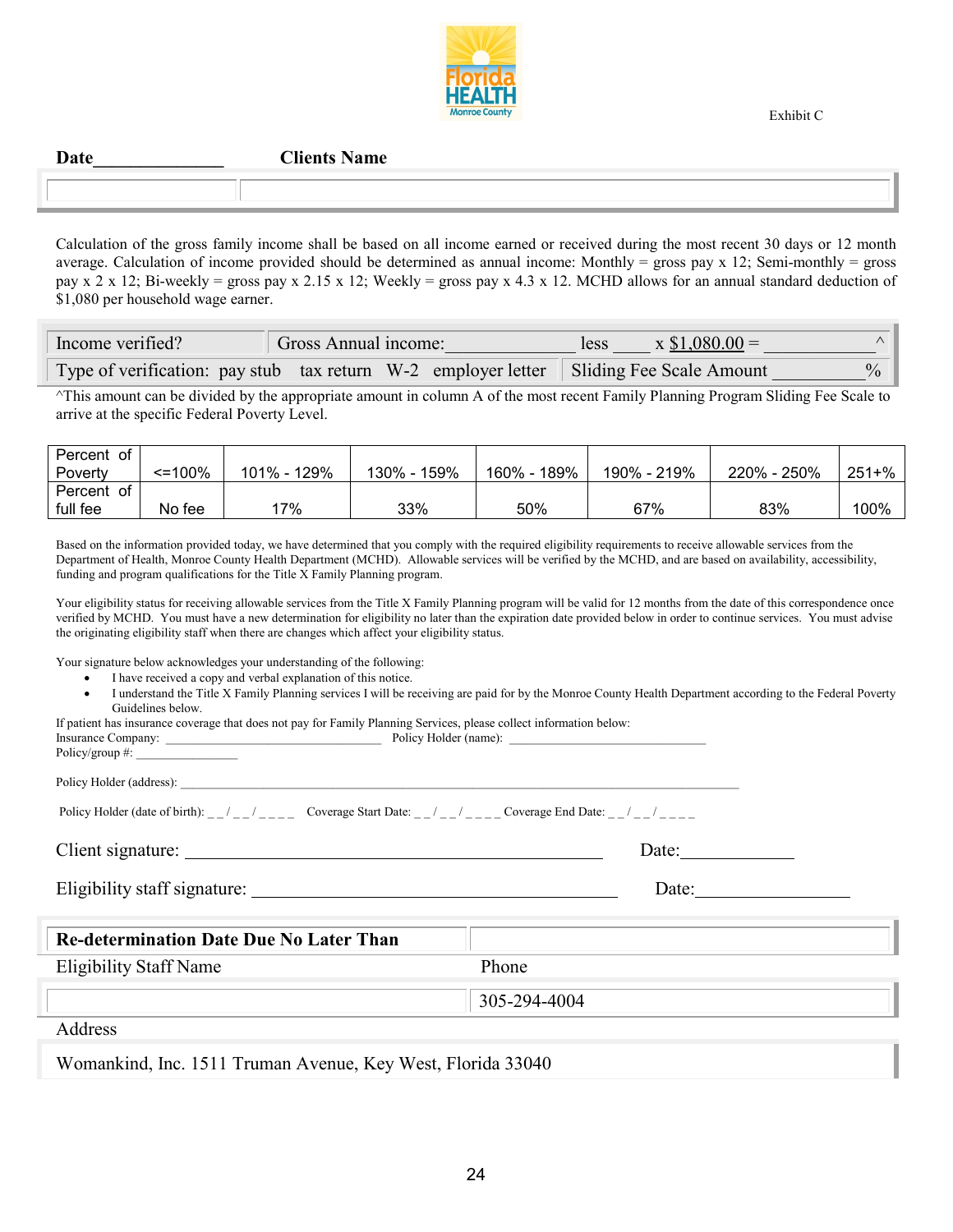Exhibit C

**Date\_\_\_\_\_\_\_\_\_\_\_\_\_\_ Clients Name**

| | |
|---|---|
| | |

Calculation of the gross family income shall be based on all income earned or received during the most recent 30 days or 12 month average. Calculation of income provided should be determined as annual income: Monthly = gross pay x 12; Semi-monthly = gross pay x 2 x 12; Bi-weekly = gross pay x 2.15 x 12; Weekly = gross pay x 4.3 x 12. MCHD allows for an annual standard deduction of $1,080 per household wage earner.

| | |
|---|---|
| Income verified? | Gross Annual income:\_\_\_\_\_\_\_\_\_\_\_\_\_\_ less \_\_\_\_ x $1,080.00 = \_\_\_\_\_\_\_\_\_\_\_\_\_^ |
| Type of verification: pay stub tax return W-2 employer letter | Sliding Fee Scale Amount \_\_\_\_\_\_\_\_\_\_% |

^This amount can be divided by the appropriate amount in column A of the most recent Family Planning Program Sliding Fee Scale to arrive at the specific Federal Poverty Level.

| Percent of Poverty | <=100% | 101% - 129% | 130% - 159% | 160% - 189% | 190% - 219% | 220% - 250% | 251+% |
|---|---|---|---|---|---|---|---|
| Percent of full fee | No fee | 17% | 33% | 50% | 67% | 83% | 100% |

Based on the information provided today, we have determined that you comply with the required eligibility requirements to receive allowable services from the Department of Health, Monroe County Health Department (MCHD). Allowable services will be verified by the MCHD, and are based on availability, accessibility, funding and program qualifications for the Title X Family Planning program.

Your eligibility status for receiving allowable services from the Title X Family Planning program will be valid for 12 months from the date of this correspondence once verified by MCHD. You must have a new determination for eligibility no later than the expiration date provided below in order to continue services. You must advise the originating eligibility staff when there are changes which affect your eligibility status.

Your signature below acknowledges your understanding of the following:

- I have received a copy and verbal explanation of this notice.
- I understand the Title X Family Planning services I will be receiving are paid for by the Monroe County Health Department according to the Federal Poverty Guidelines below.

If patient has insurance coverage that does not pay for Family Planning Services, please collect information below:
Insurance Company: \_\_\_\_\_\_\_\_\_\_\_\_\_\_\_\_\_\_\_\_\_\_\_\_\_\_\_\_\_\_\_\_\_\_ Policy Holder (name): \_\_\_\_\_\_\_\_\_\_\_\_\_\_\_\_\_\_\_\_\_\_\_\_\_\_\_\_\_\_\_
Policy/group #: \_\_\_\_\_\_\_\_\_\_\_\_\_\_\_\_

Policy Holder (address): \_\_\_\_\_\_\_\_\_\_\_\_\_\_\_\_\_\_\_\_\_\_\_\_\_\_\_\_\_\_\_\_\_\_\_\_\_\_\_\_\_\_\_\_\_\_\_\_\_\_\_\_\_\_\_\_\_\_\_\_\_\_\_\_\_\_\_\_\_\_\_\_\_\_\_\_\_\_\_\_\_\_\_

Policy Holder (date of birth): \_ \_ / \_ \_ / \_ \_ \_ \_ Coverage Start Date: \_ \_ / \_ \_ / \_ \_ \_ \_ Coverage End Date: \_ \_ / \_ \_ / \_ \_ \_ \_

Client signature: \_\_\_\_\_\_\_\_\_\_\_\_\_\_\_\_\_\_\_\_\_\_\_\_\_\_\_\_\_\_\_\_\_\_\_\_\_\_\_\_\_\_\_\_\_\_\_\_\_\_ Date:\_\_\_\_\_\_\_\_\_\_\_\_\_

Eligibility staff signature: \_\_\_\_\_\_\_\_\_\_\_\_\_\_\_\_\_\_\_\_\_\_\_\_\_\_\_\_\_\_\_\_\_\_\_\_\_\_\_\_\_\_\_\_ Date:\_\_\_\_\_\_\_\_\_\_\_\_\_\_\_\_\_

| | |
|---|---|
| **Re-determination Date Due No Later Than** | |
| Eligibility Staff Name | Phone |
| | 305-294-4004 |
| Address | |
| Womankind, Inc. 1511 Truman Avenue, Key West, Florida 33040 | |